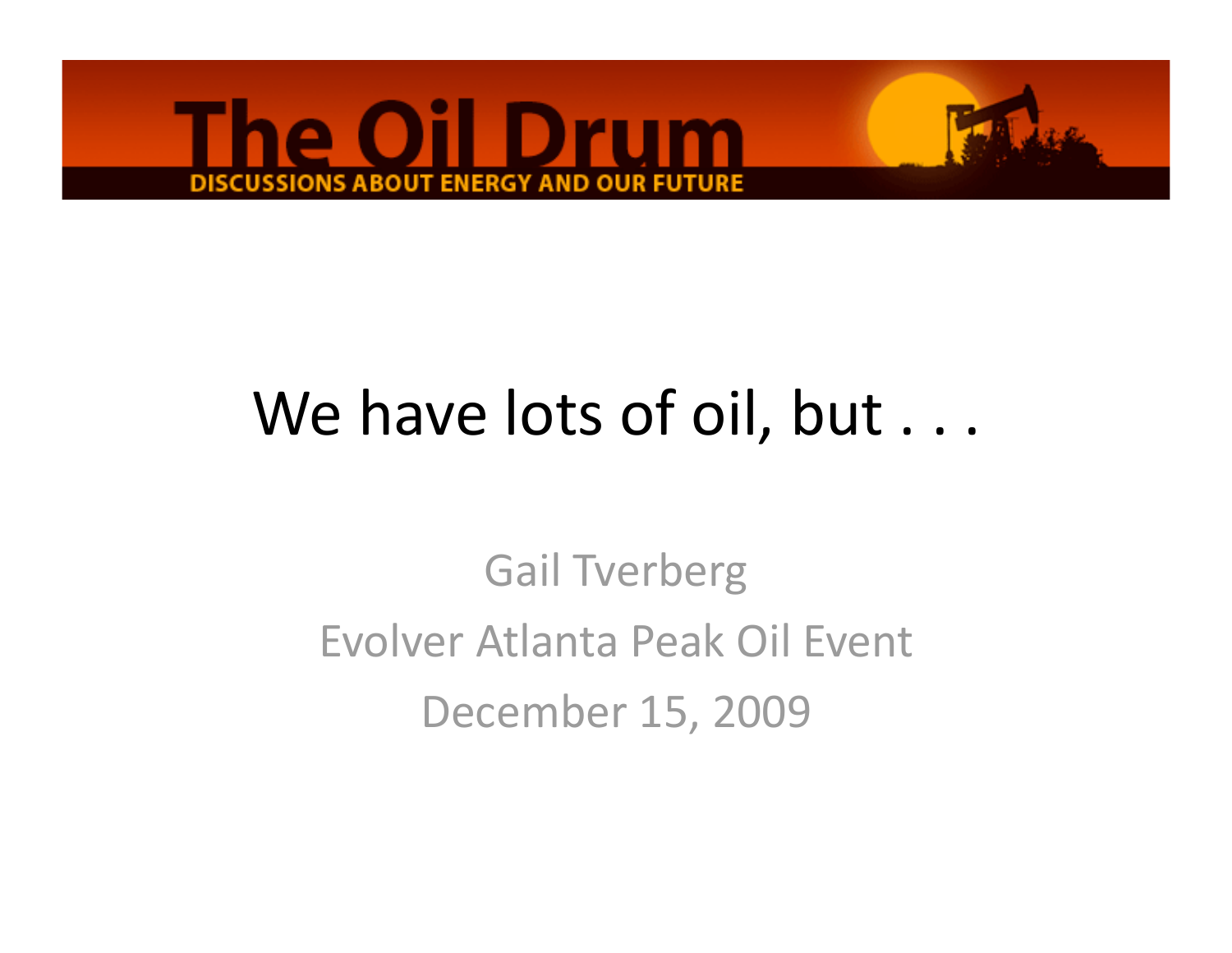The Oil Drum

DISCUSSIONS ABOUT ENERGY AND OUR FUTURE

# We have lots of oil, but . . .

Gail Tverberg

Evolver Atlanta Peak Oil Event

December 15, 2009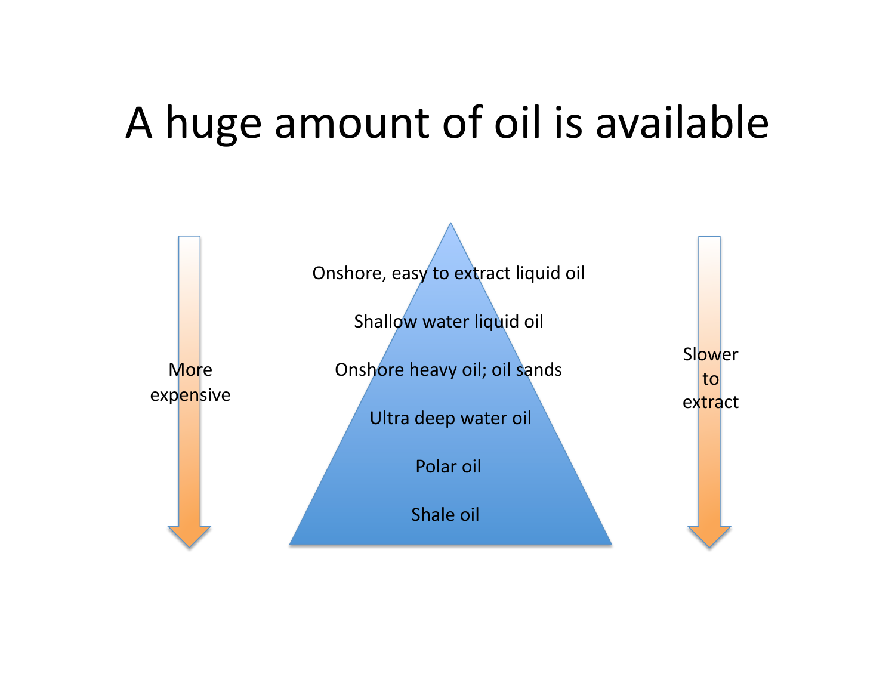# A huge amount of oil is available

More expensive

Onshore, easy to extract liquid oil

Shallow water liquid oil

Onshore heavy oil; oil sands

Ultra deep water oil

Polar oil

Shale oil

Slower to extract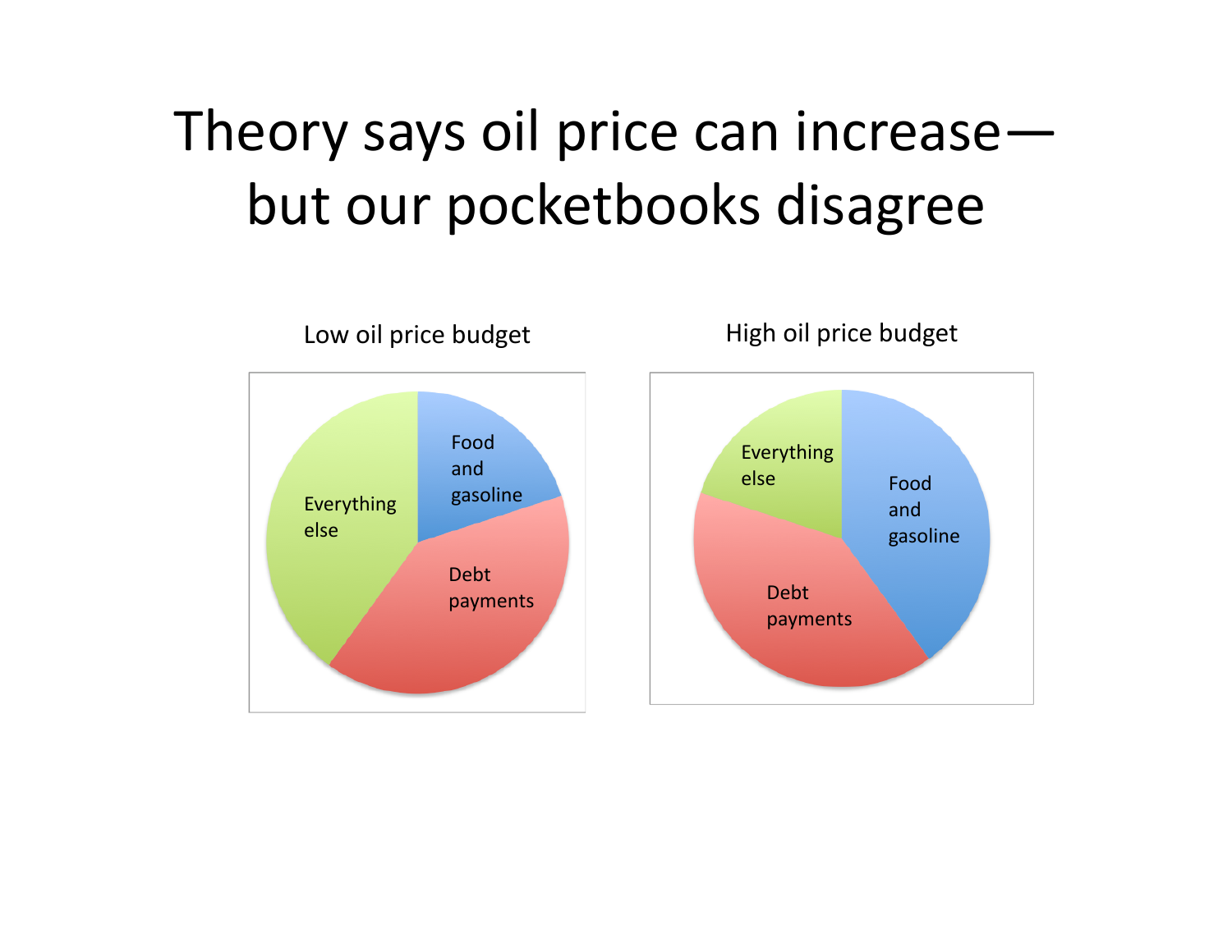# Theory says oil price can increase—but our pocketbooks disagree

Low oil price budget

- Food and gasoline
- Debt payments
- Everything else

High oil price budget

- Everything else
- Food and gasoline
- Debt payments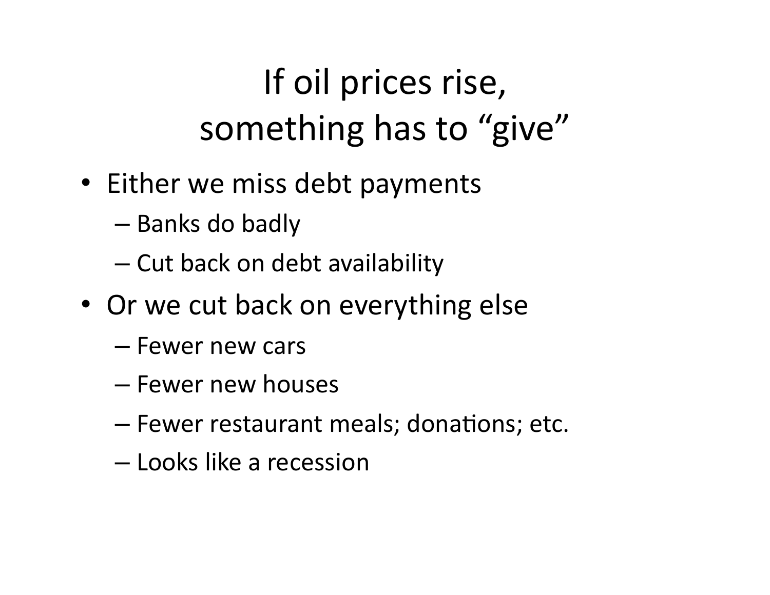# If oil prices rise, something has to "give"

- Either we miss debt payments
  - Banks do badly
  - Cut back on debt availability
- Or we cut back on everything else
  - Fewer new cars
  - Fewer new houses
  - Fewer restaurant meals; donations; etc.
  - Looks like a recession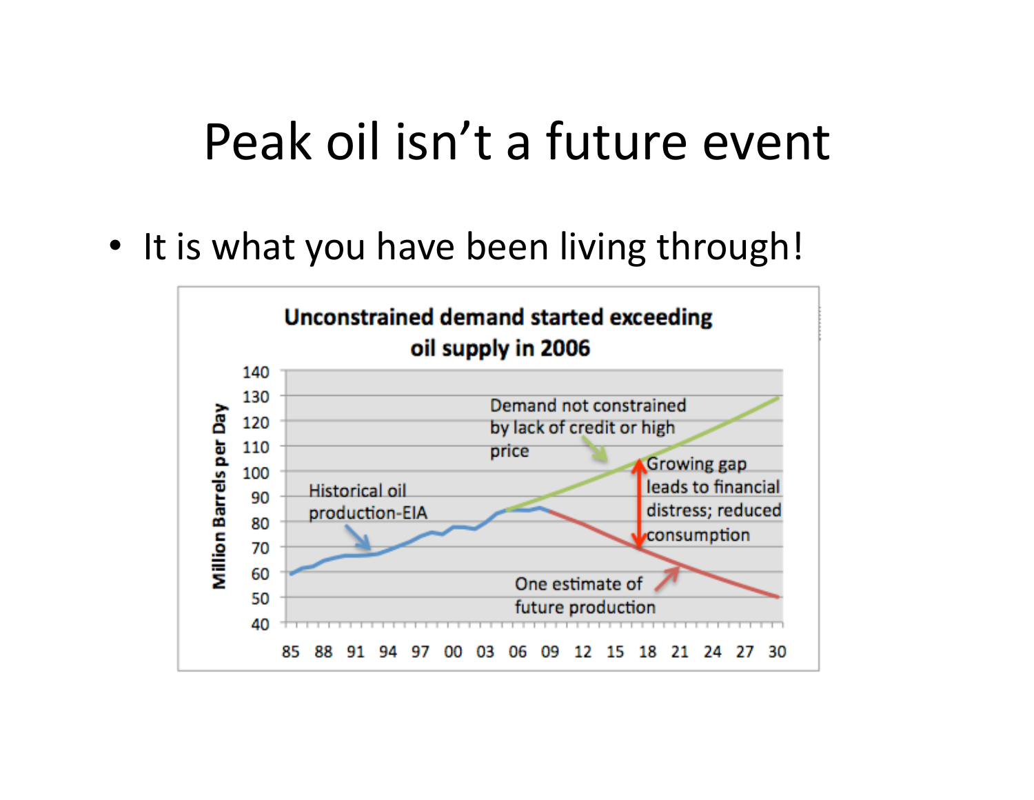# Peak oil isn't a future event

- It is what you have been living through!

**Unconstrained demand started exceeding oil supply in 2006**

Million Barrels per Day

140
130
120
110
100
90
80
70
60
50
40

85 88 91 94 97 00 03 06 09 12 15 18 21 24 27 30

Demand not constrained by lack of credit or high price

Growing gap leads to financial distress; reduced consumption

Historical oil production-EIA

One estimate of future production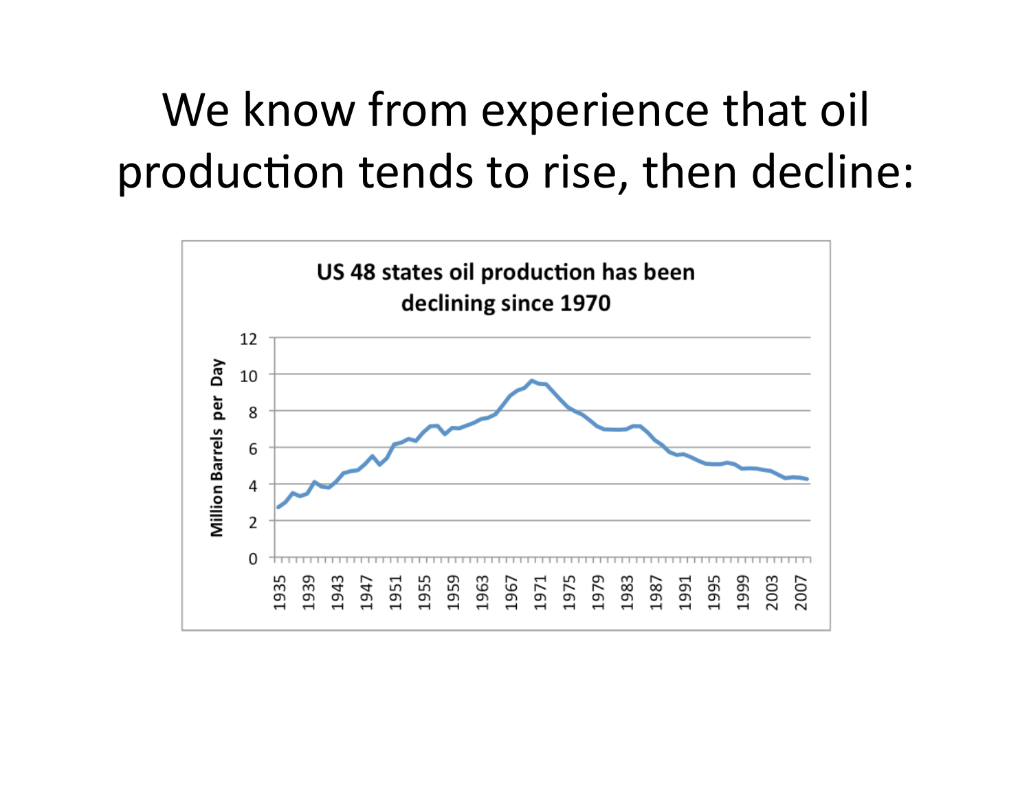# We know from experience that oil production tends to rise, then decline:

**US 48 states oil production has been declining since 1970**

Million Barrels per Day

0, 2, 4, 6, 8, 10, 12

1935, 1939, 1943, 1947, 1951, 1955, 1959, 1963, 1967, 1971, 1975, 1979, 1983, 1987, 1991, 1995, 1999, 2003, 2007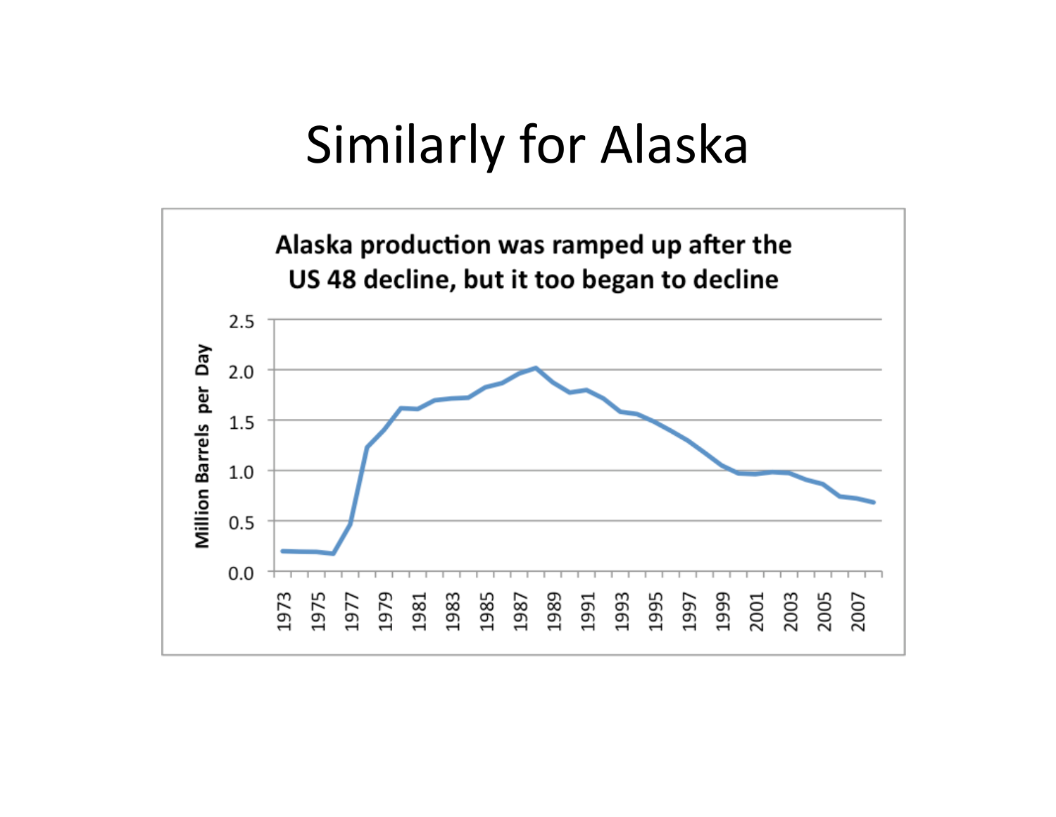# Similarly for Alaska

**Alaska production was ramped up after the US 48 decline, but it too began to decline**

Million Barrels per Day

2.5
2.0
1.5
1.0
0.5
0.0

1973 1975 1977 1979 1981 1983 1985 1987 1989 1991 1993 1995 1997 1999 2001 2003 2005 2007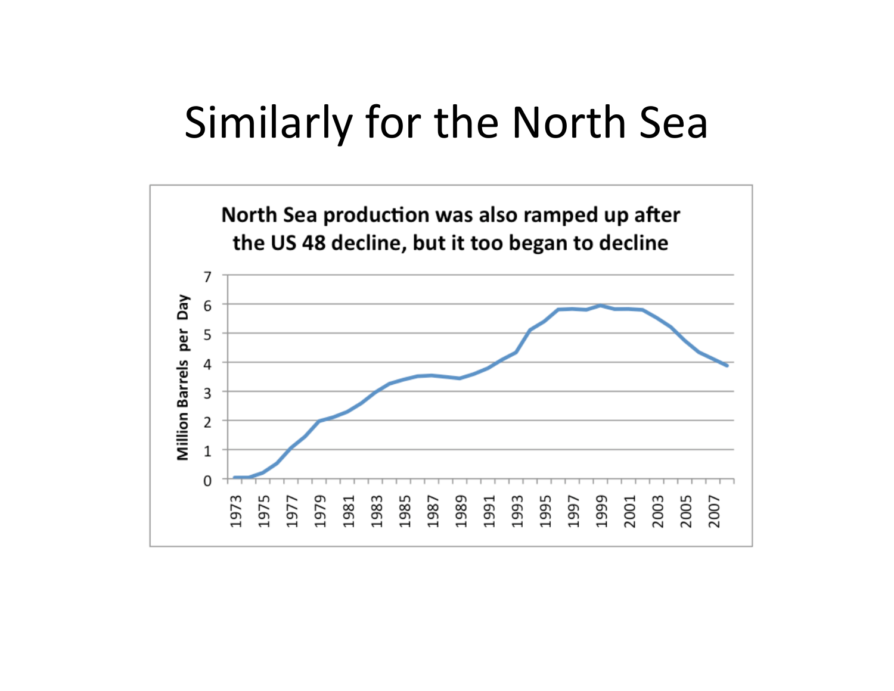# Similarly for the North Sea

**North Sea production was also ramped up after the US 48 decline, but it too began to decline**

Million Barrels per Day

7
6
5
4
3
2
1
0

1973 1975 1977 1979 1981 1983 1985 1987 1989 1991 1993 1995 1997 1999 2001 2003 2005 2007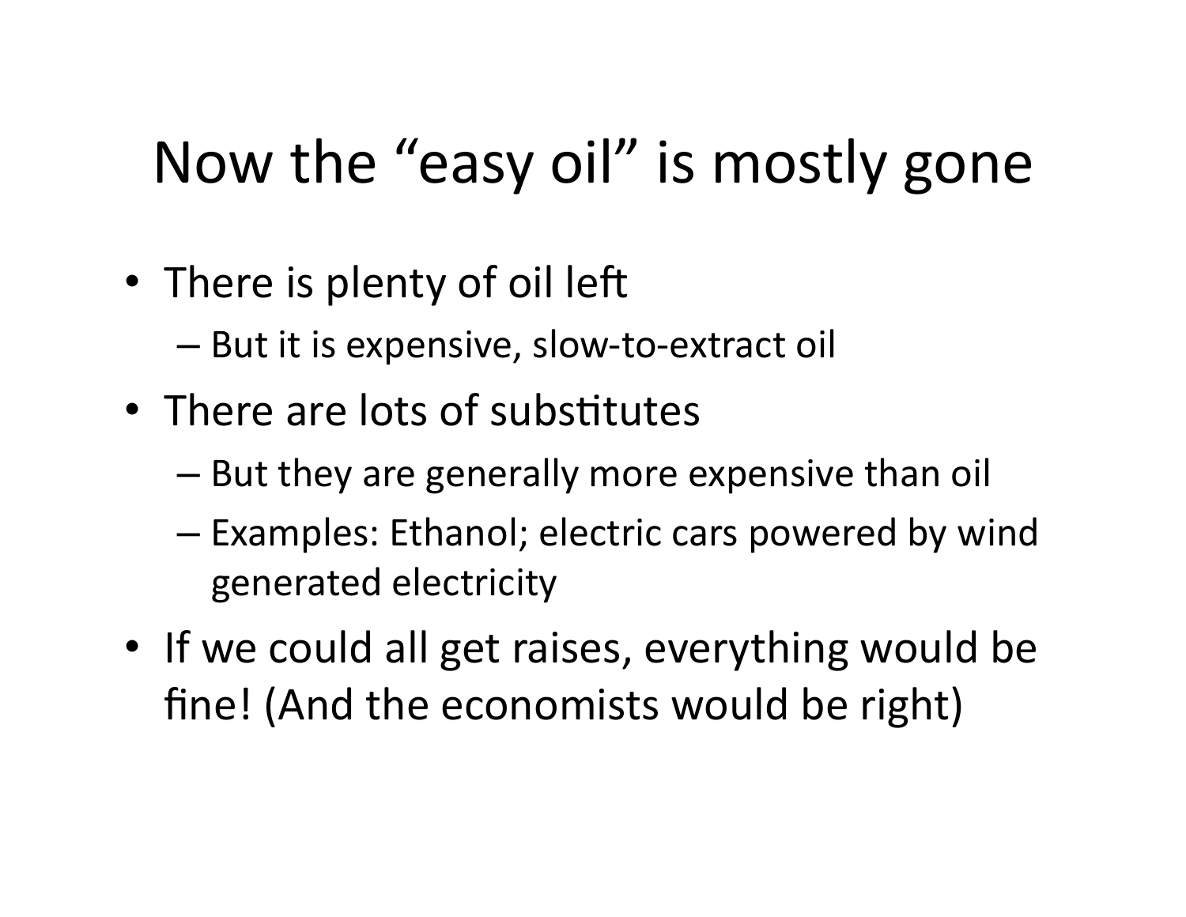# Now the "easy oil" is mostly gone

- There is plenty of oil left
  - But it is expensive, slow-to-extract oil
- There are lots of substitutes
  - But they are generally more expensive than oil
  - Examples: Ethanol; electric cars powered by wind generated electricity
- If we could all get raises, everything would be fine! (And the economists would be right)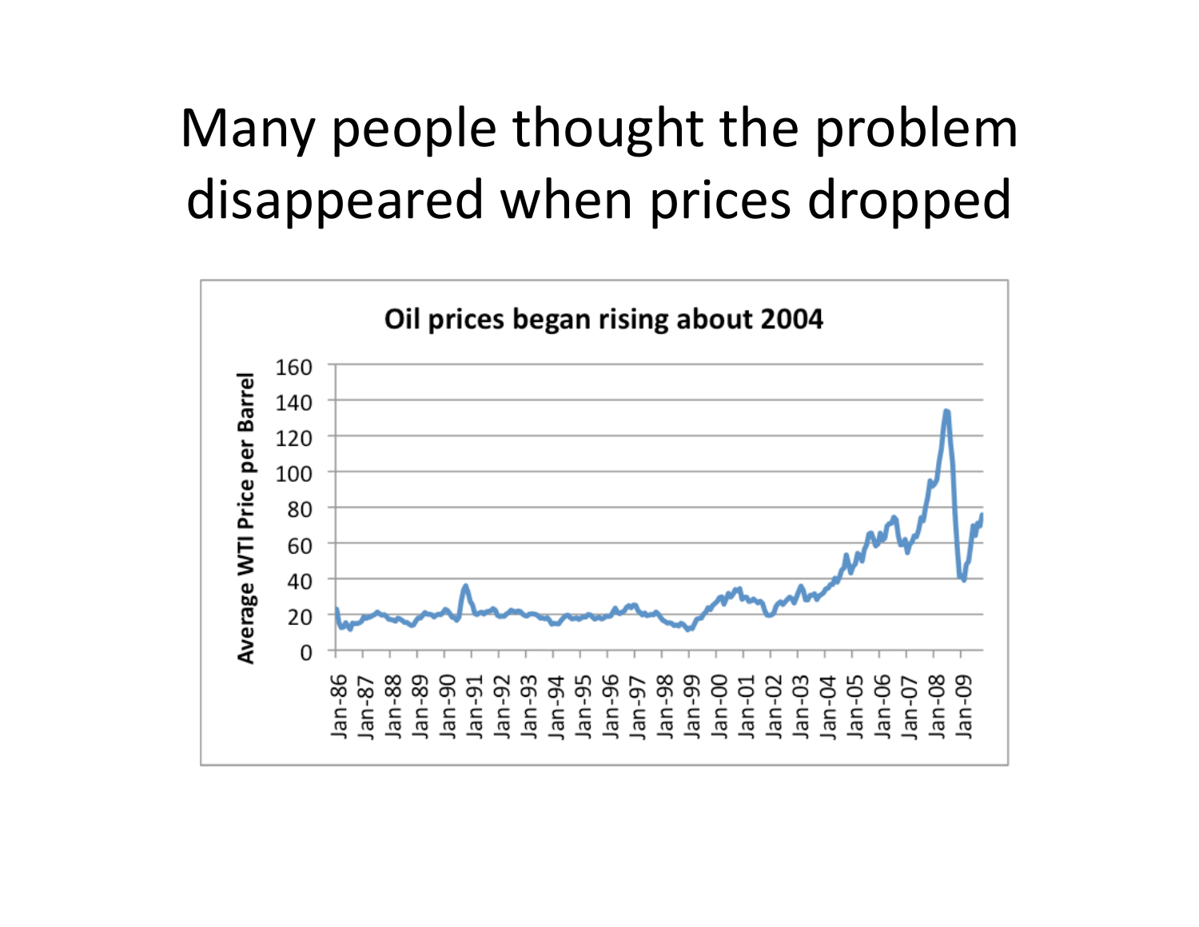# Many people thought the problem disappeared when prices dropped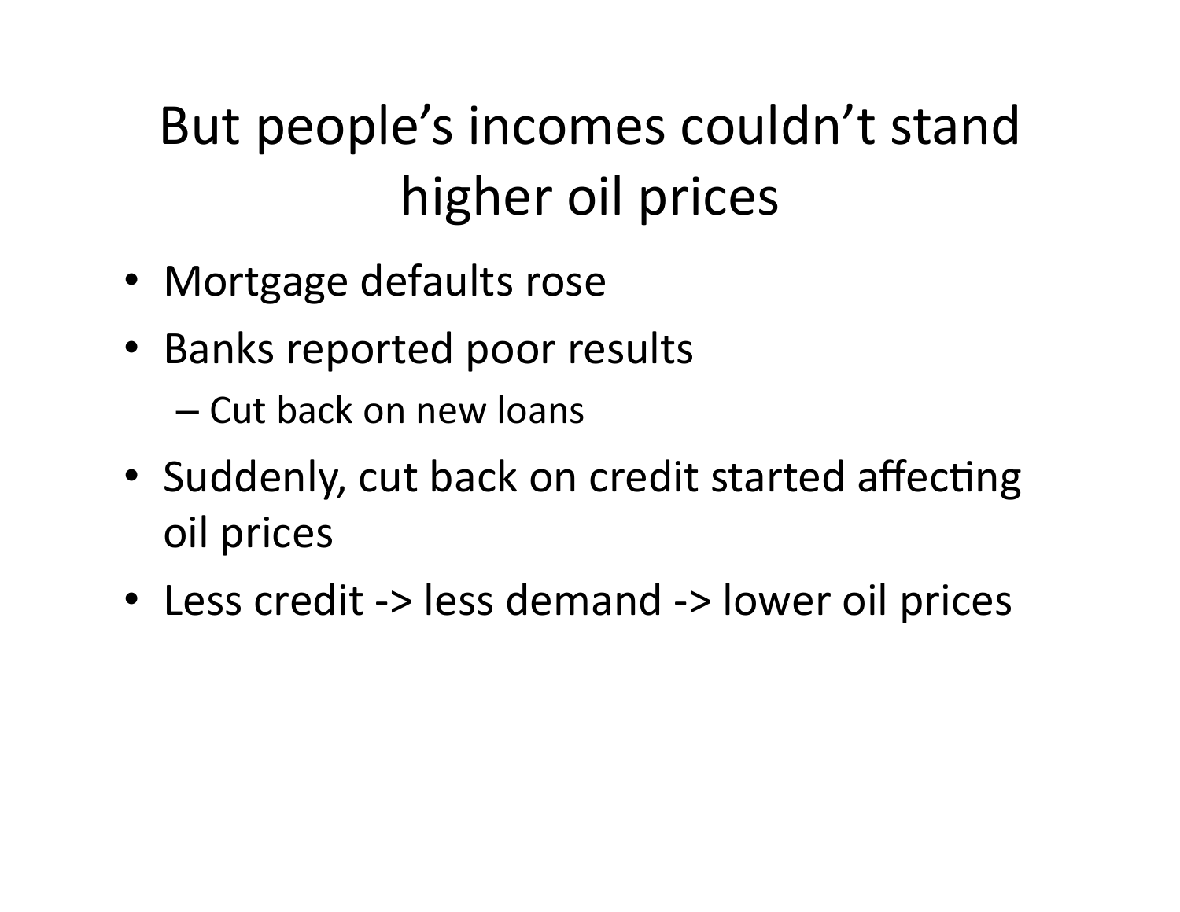# But people's incomes couldn't stand higher oil prices

- Mortgage defaults rose
- Banks reported poor results
  - Cut back on new loans
- Suddenly, cut back on credit started affecting oil prices
- Less credit -> less demand -> lower oil prices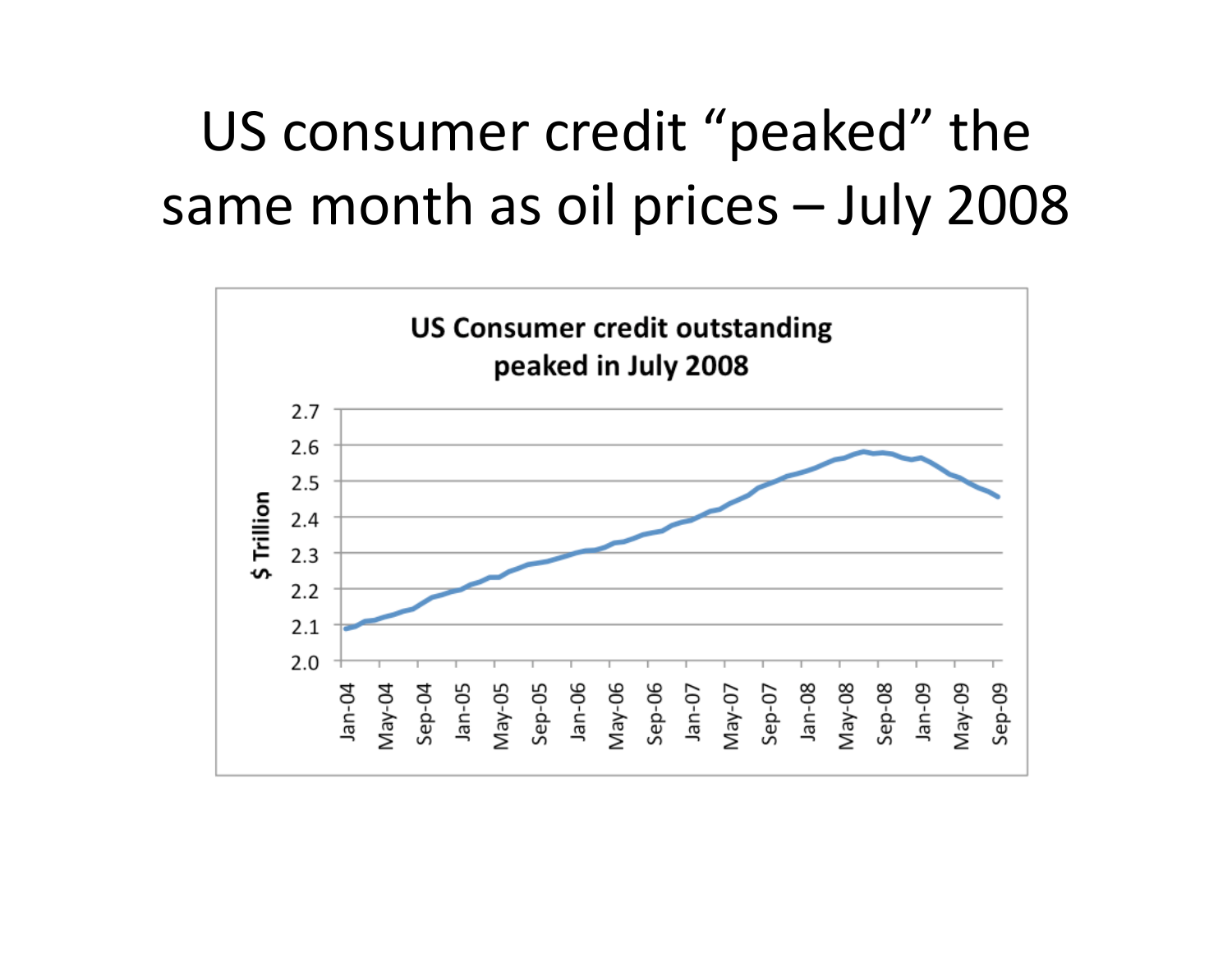# US consumer credit "peaked" the same month as oil prices – July 2008

**US Consumer credit outstanding peaked in July 2008**

$ Trillion

2.7
2.6
2.5
2.4
2.3
2.2
2.1
2.0

Jan-04, May-04, Sep-04, Jan-05, May-05, Sep-05, Jan-06, May-06, Sep-06, Jan-07, May-07, Sep-07, Jan-08, May-08, Sep-08, Jan-09, May-09, Sep-09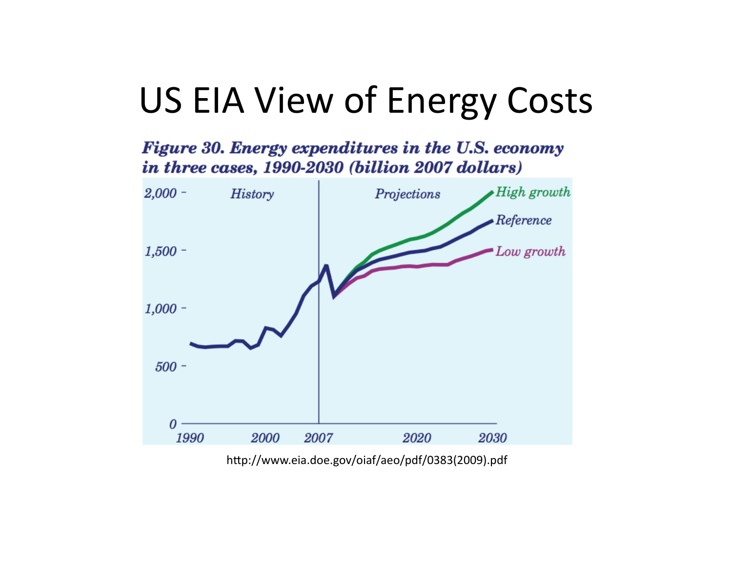# US EIA View of Energy Costs

***Figure 30. Energy expenditures in the U.S. economy in three cases, 1990-2030 (billion 2007 dollars)***

http://www.eia.doe.gov/oiaf/aeo/pdf/0383(2009).pdf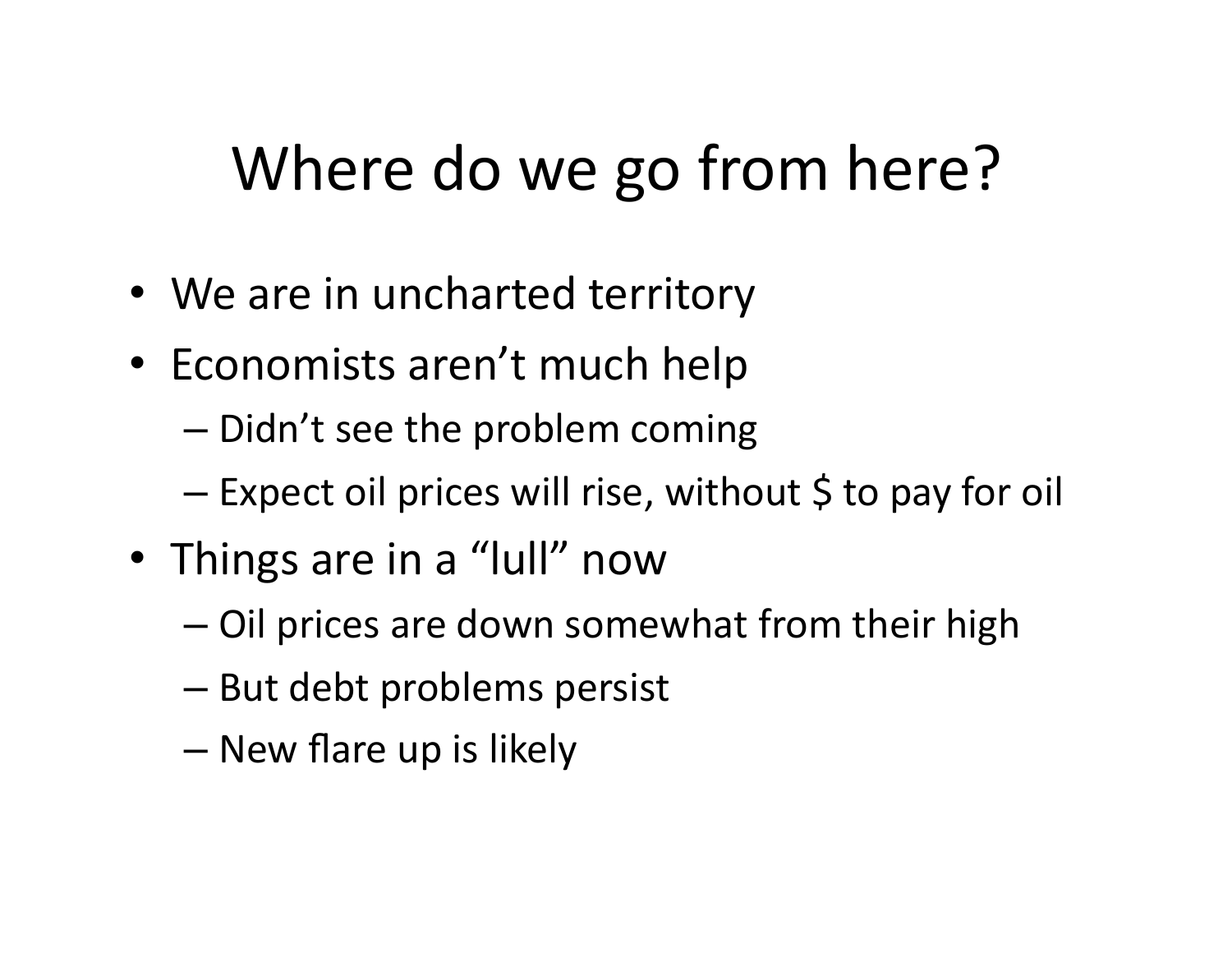# Where do we go from here?

- We are in uncharted territory
- Economists aren't much help
  - Didn't see the problem coming
  - Expect oil prices will rise, without $ to pay for oil
- Things are in a "lull" now
  - Oil prices are down somewhat from their high
  - But debt problems persist
  - New flare up is likely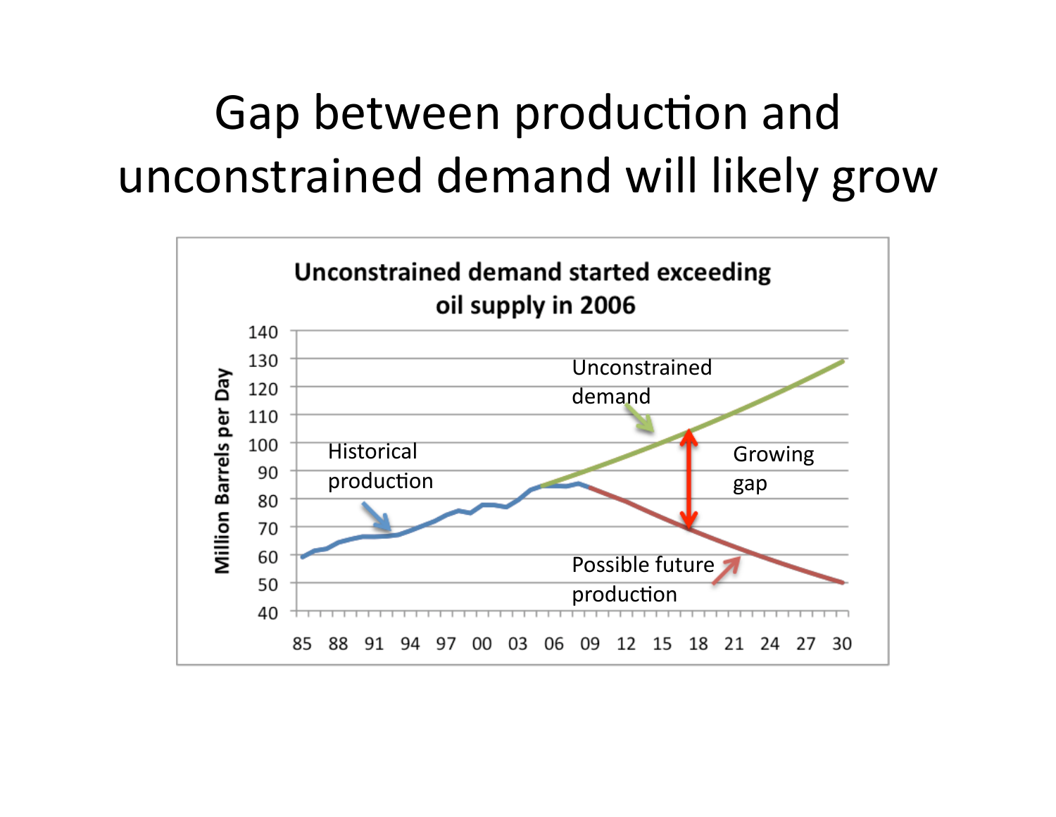# Gap between production and unconstrained demand will likely grow

**Unconstrained demand started exceeding oil supply in 2006**

Million Barrels per Day

140
130
120
110
100
90
80
70
60
50
40

85 88 91 94 97 00 03 06 09 12 15 18 21 24 27 30

Unconstrained demand

Historical production

Growing gap

Possible future production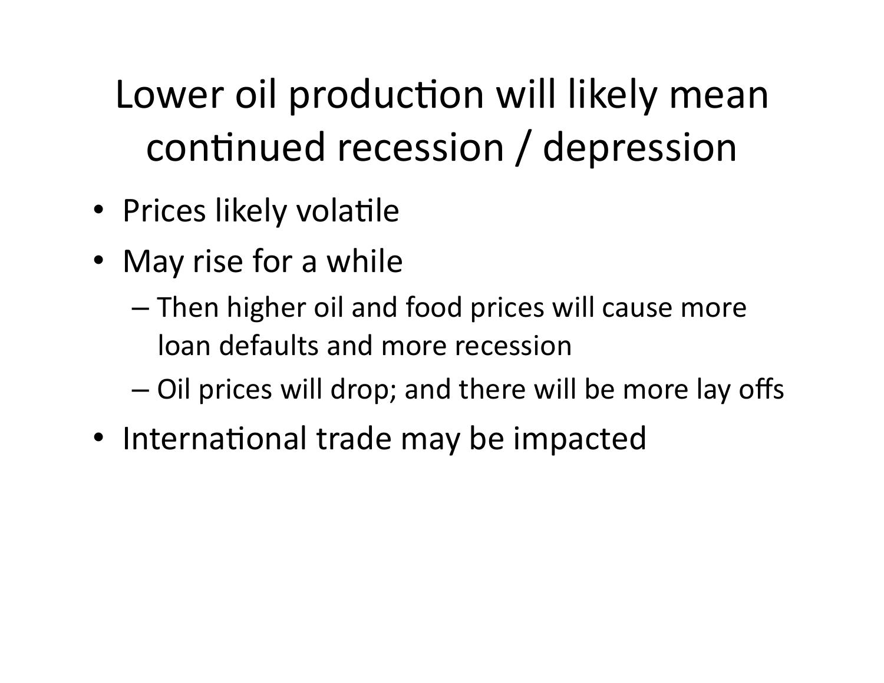# Lower oil production will likely mean continued recession / depression

- Prices likely volatile
- May rise for a while
  - Then higher oil and food prices will cause more loan defaults and more recession
  - Oil prices will drop; and there will be more lay offs
- International trade may be impacted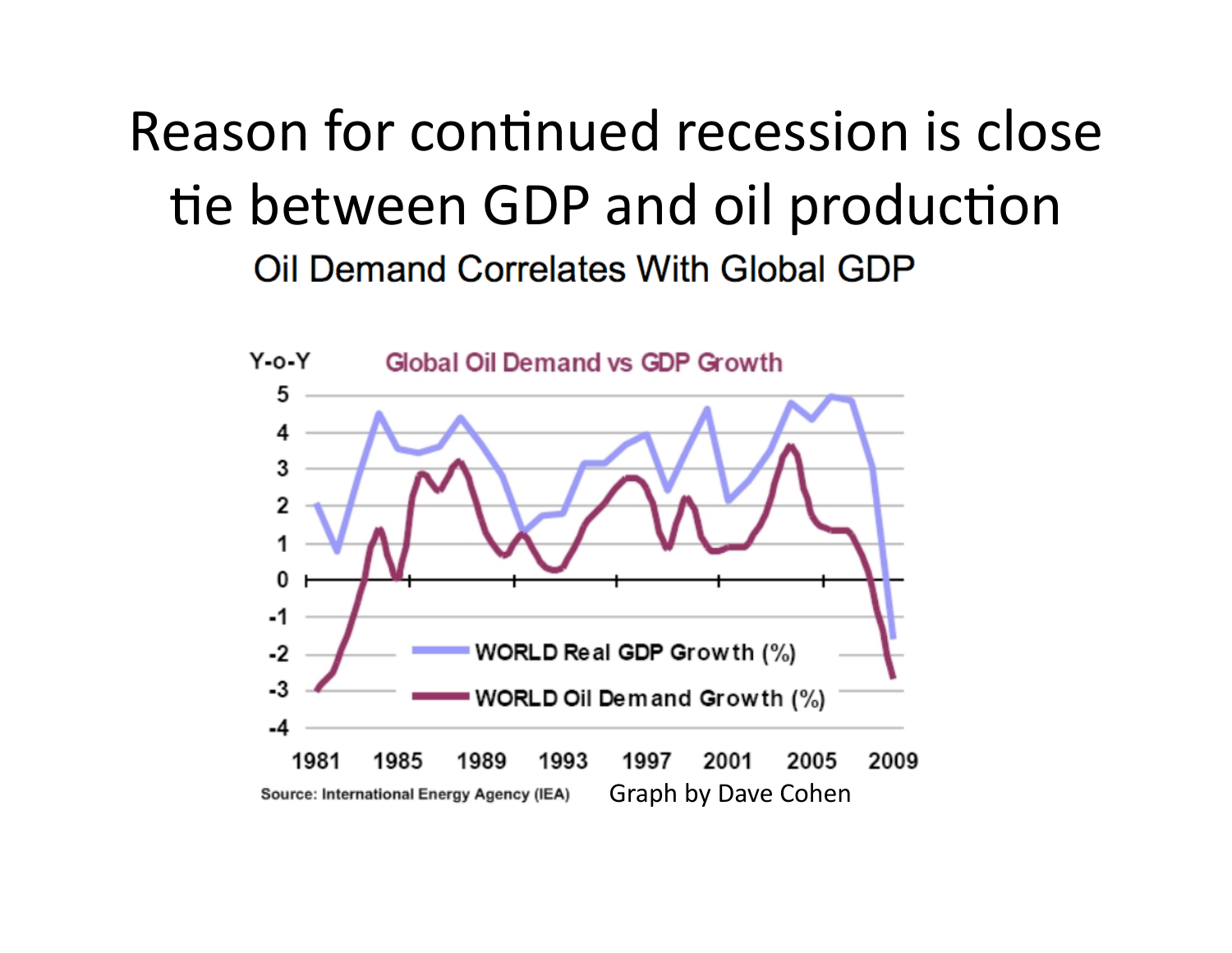# Reason for continued recession is close tie between GDP and oil production

Oil Demand Correlates With Global GDP

Global Oil Demand vs GDP Growth

Y-o-Y

5
4
3
2
1
0
-1
-2
-3
-4

1981 1985 1989 1993 1997 2001 2005 2009

WORLD Real GDP Growth (%)

WORLD Oil Demand Growth (%)

Source: International Energy Agency (IEA) Graph by Dave Cohen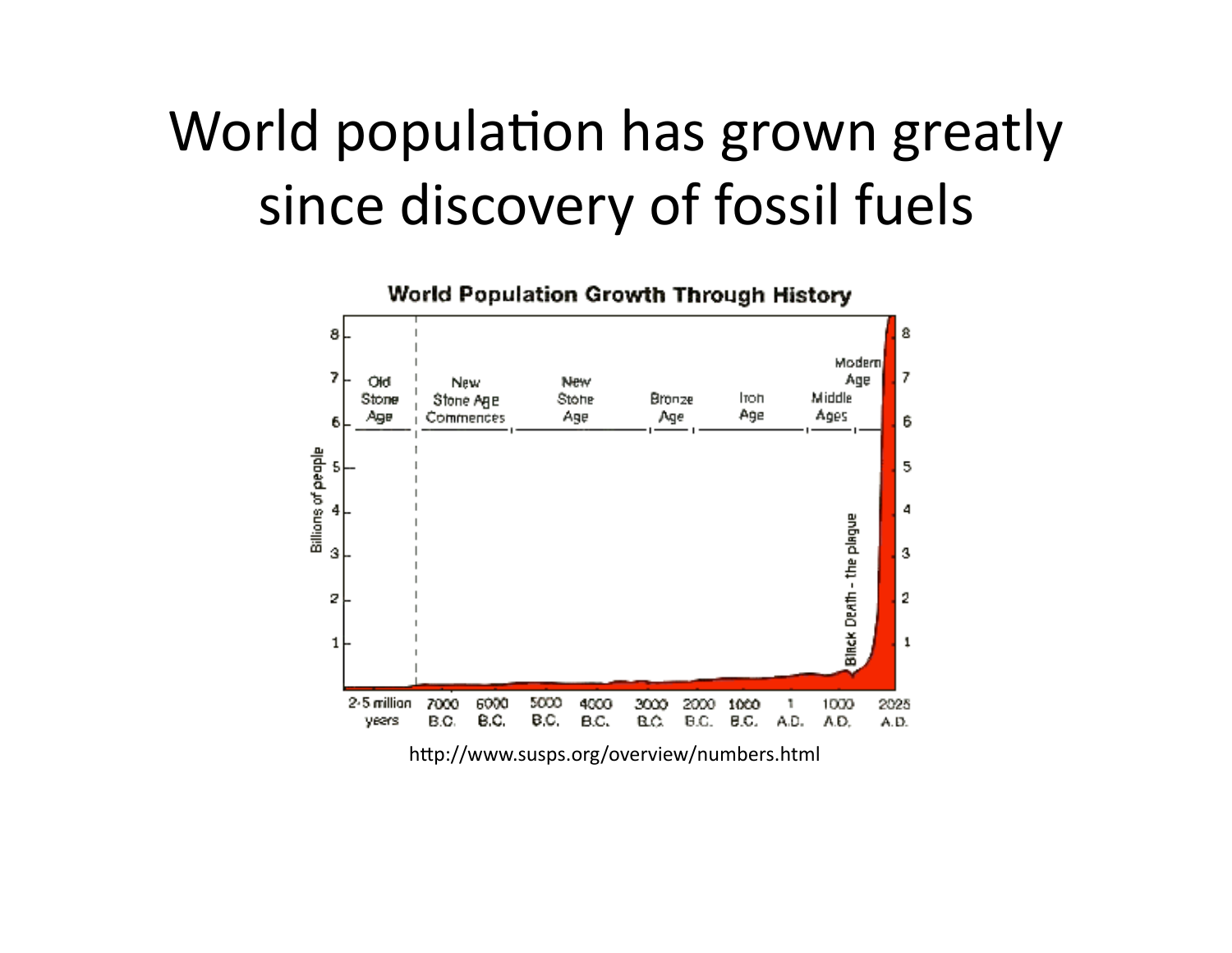# World population has grown greatly since discovery of fossil fuels

http://www.susps.org/overview/numbers.html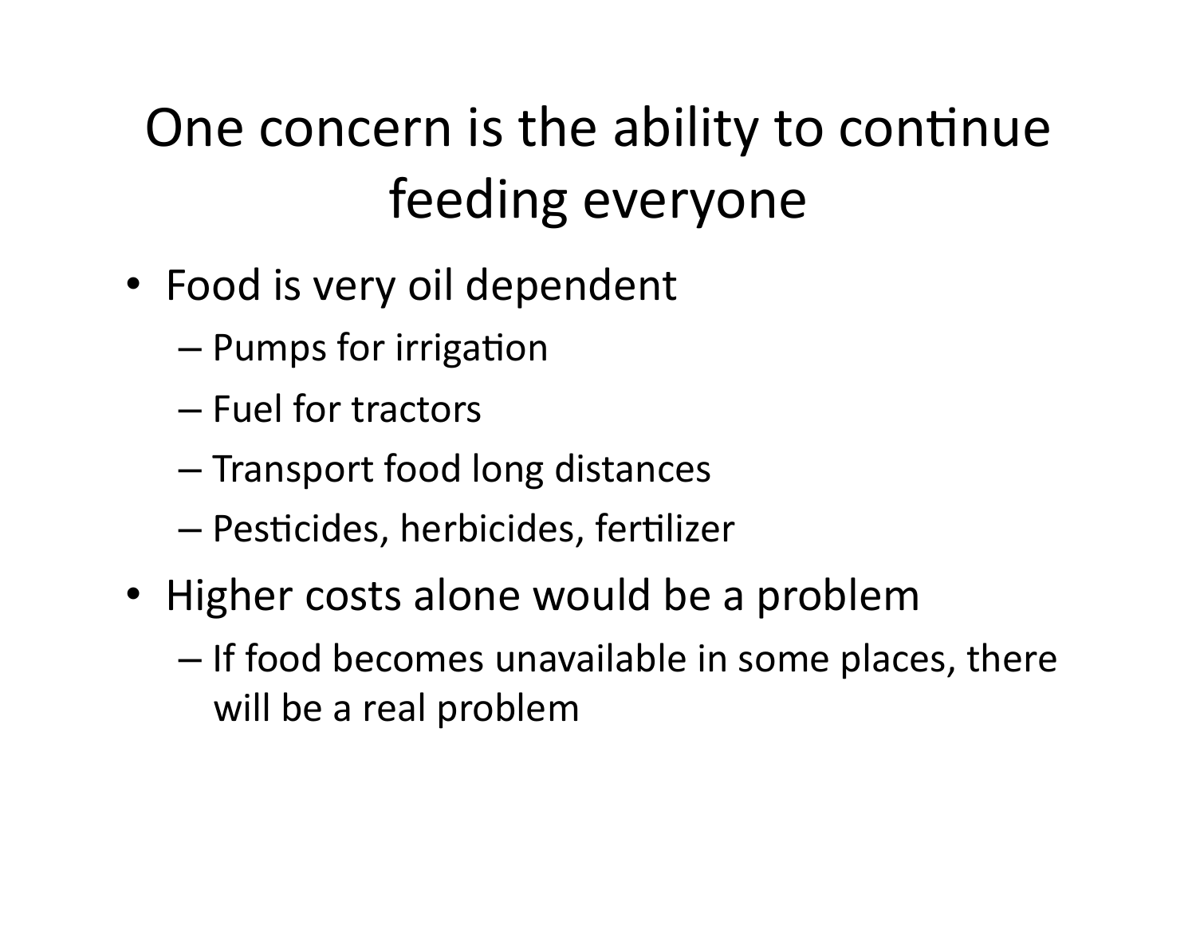# One concern is the ability to continue feeding everyone

- Food is very oil dependent
  - Pumps for irrigation
  - Fuel for tractors
  - Transport food long distances
  - Pesticides, herbicides, fertilizer
- Higher costs alone would be a problem
  - If food becomes unavailable in some places, there will be a real problem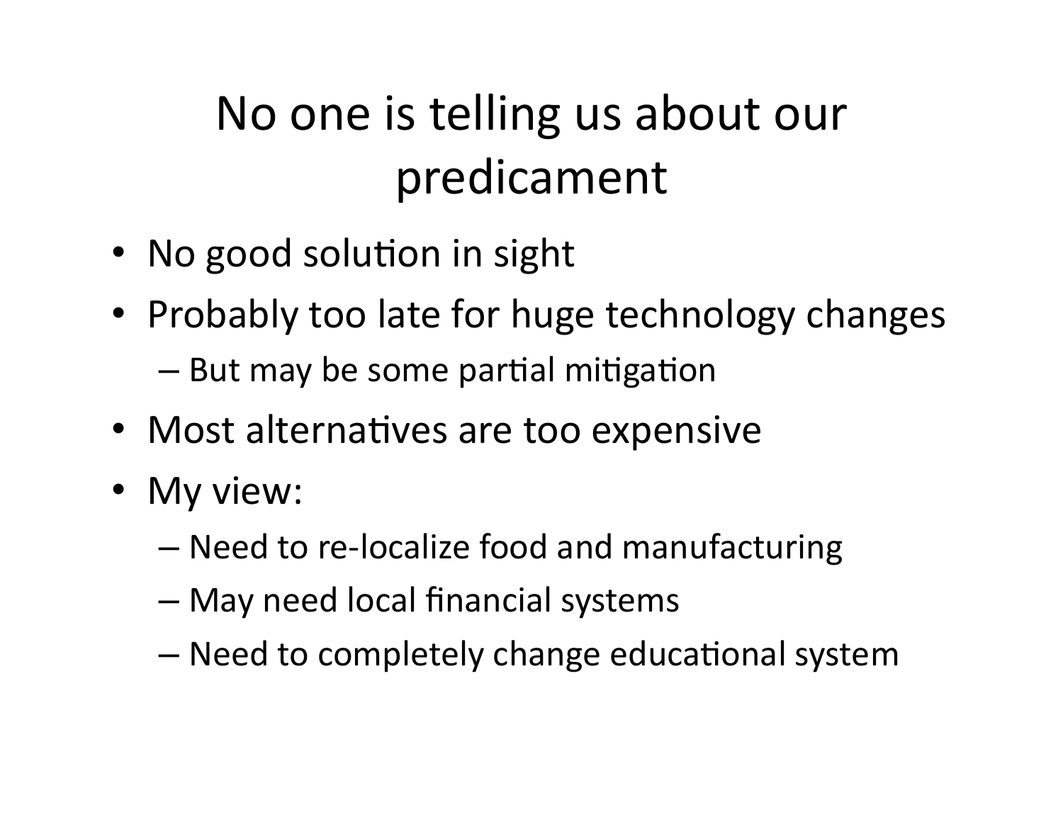# No one is telling us about our predicament

- No good solution in sight
- Probably too late for huge technology changes
  - But may be some partial mitigation
- Most alternatives are too expensive
- My view:
  - Need to re-localize food and manufacturing
  - May need local financial systems
  - Need to completely change educational system